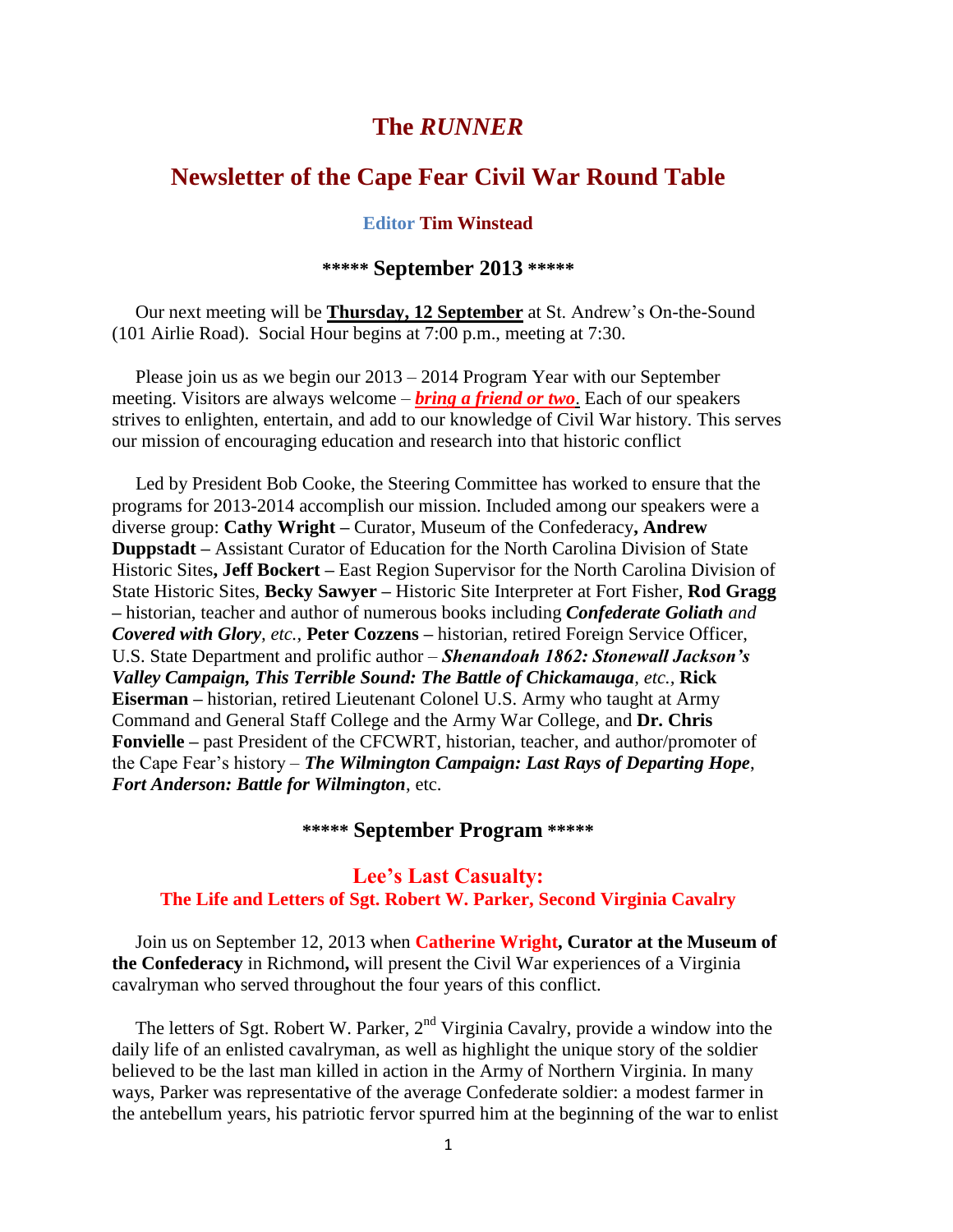# The *RUNNER*

## Newsletter of the Cape Fear Civil War Round Table

**Editor Tim Winstead**

### \*\*\*\*\* September 2013 \*\*\*\*\*

Our next meeting will be **Thursday, 12 September** at St. Andrew's On-the-Sound (101 Airlie Road). Social Hour begins at 7:00 p.m., meeting at 7:30.

Please join us as we begin our 2013 – 2014 Program Year with our September meeting. Visitors are always welcome – ***bring a friend or two***. Each of our speakers strives to enlighten, entertain, and add to our knowledge of Civil War history. This serves our mission of encouraging education and research into that historic conflict

Led by President Bob Cooke, the Steering Committee has worked to ensure that the programs for 2013-2014 accomplish our mission. Included among our speakers were a diverse group: **Cathy Wright –** Curator, Museum of the Confederacy**, Andrew Duppstadt –** Assistant Curator of Education for the North Carolina Division of State Historic Sites**, Jeff Bockert –** East Region Supervisor for the North Carolina Division of State Historic Sites, **Becky Sawyer –** Historic Site Interpreter at Fort Fisher, **Rod Gragg –** historian, teacher and author of numerous books including ***Confederate Goliath*** *and* ***Covered with Glory****, etc.,* **Peter Cozzens –** historian, retired Foreign Service Officer, U.S. State Department and prolific author – ***Shenandoah 1862: Stonewall Jackson's Valley Campaign, This Terrible Sound: The Battle of Chickamauga****, etc.,* **Rick Eiserman –** historian, retired Lieutenant Colonel U.S. Army who taught at Army Command and General Staff College and the Army War College, and **Dr. Chris Fonvielle –** past President of the CFCWRT, historian, teacher, and author/promoter of the Cape Fear's history – ***The Wilmington Campaign: Last Rays of Departing Hope***, ***Fort Anderson: Battle for Wilmington***, etc.

### \*\*\*\*\* September Program \*\*\*\*\*

### Lee's Last Casualty:
**The Life and Letters of Sgt. Robert W. Parker, Second Virginia Cavalry**

Join us on September 12, 2013 when **Catherine Wright, Curator at the Museum of the Confederacy** in Richmond**,** will present the Civil War experiences of a Virginia cavalryman who served throughout the four years of this conflict.

The letters of Sgt. Robert W. Parker, 2nd Virginia Cavalry, provide a window into the daily life of an enlisted cavalryman, as well as highlight the unique story of the soldier believed to be the last man killed in action in the Army of Northern Virginia. In many ways, Parker was representative of the average Confederate soldier: a modest farmer in the antebellum years, his patriotic fervor spurred him at the beginning of the war to enlist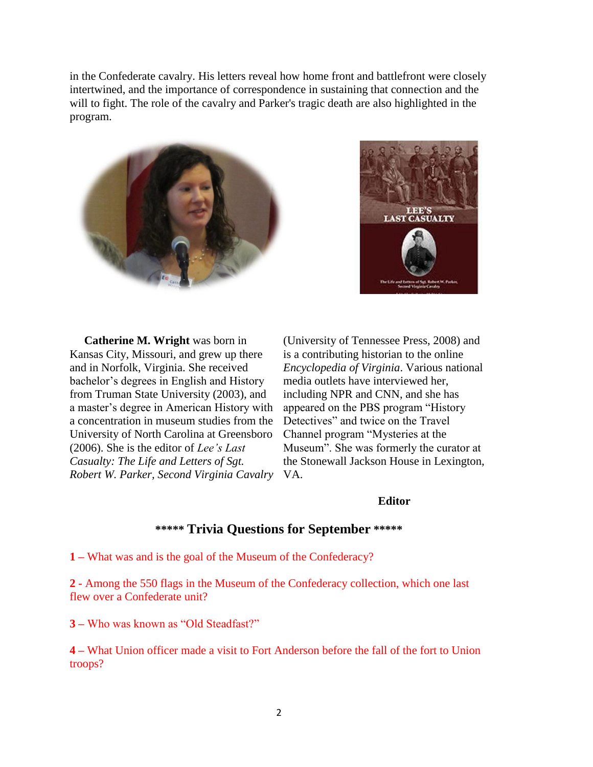in the Confederate cavalry. His letters reveal how home front and battlefront were closely intertwined, and the importance of correspondence in sustaining that connection and the will to fight. The role of the cavalry and Parker's tragic death are also highlighted in the program.

**Catherine M. Wright** was born in Kansas City, Missouri, and grew up there and in Norfolk, Virginia. She received bachelor's degrees in English and History from Truman State University (2003), and a master's degree in American History with a concentration in museum studies from the University of North Carolina at Greensboro (2006). She is the editor of *Lee's Last Casualty: The Life and Letters of Sgt. Robert W. Parker, Second Virginia Cavalry* (University of Tennessee Press, 2008) and is a contributing historian to the online *Encyclopedia of Virginia*. Various national media outlets have interviewed her, including NPR and CNN, and she has appeared on the PBS program "History Detectives" and twice on the Travel Channel program "Mysteries at the Museum". She was formerly the curator at the Stonewall Jackson House in Lexington, VA.

**Editor**

## \*\*\*\*\* Trivia Questions for September \*\*\*\*\*

**1 –** What was and is the goal of the Museum of the Confederacy?

**2 -** Among the 550 flags in the Museum of the Confederacy collection, which one last flew over a Confederate unit?

**3 –** Who was known as "Old Steadfast?"

**4 –** What Union officer made a visit to Fort Anderson before the fall of the fort to Union troops?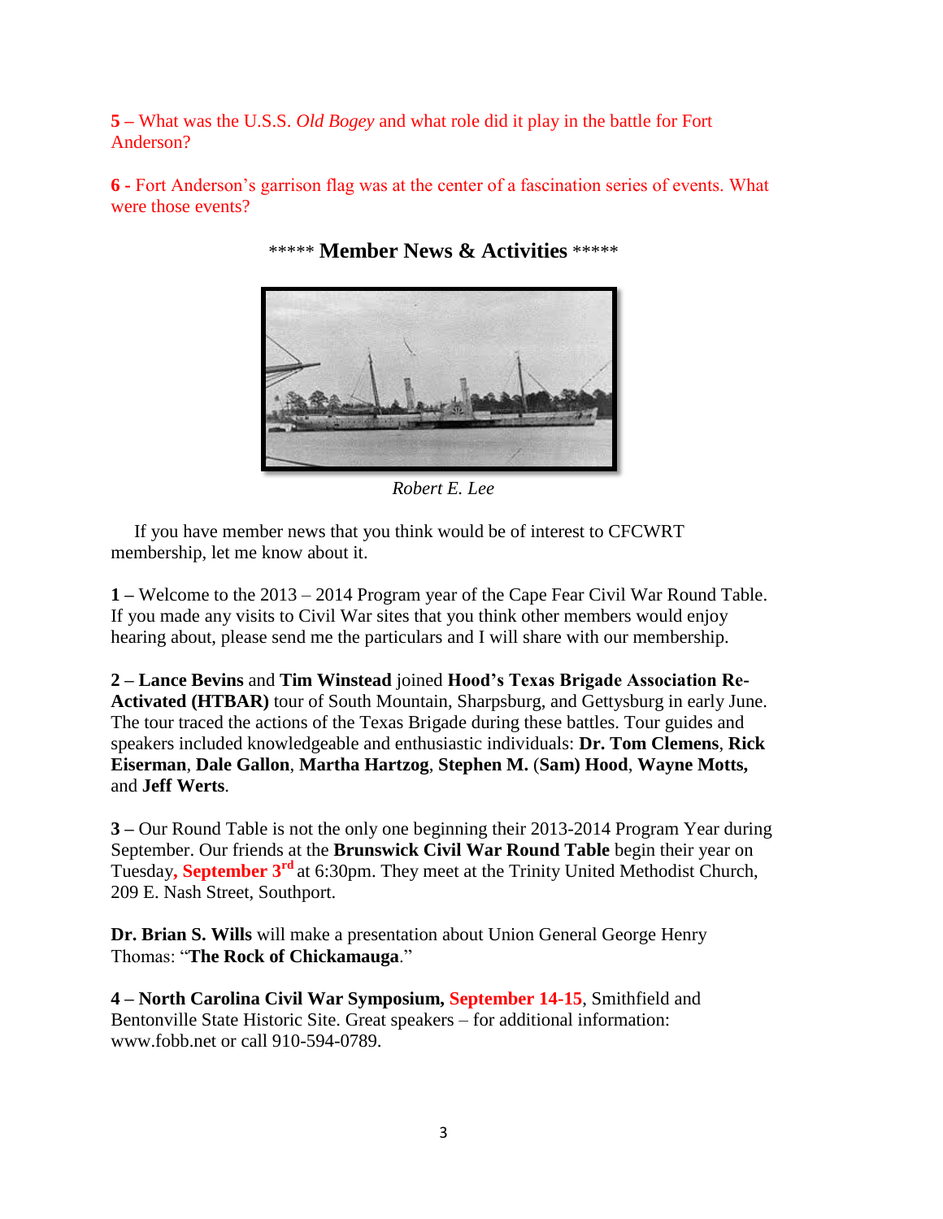**5 –** What was the U.S.S. *Old Bogey* and what role did it play in the battle for Fort Anderson?

**6 -** Fort Anderson's garrison flag was at the center of a fascination series of events. What were those events?

***** **Member News & Activities** *****

*Robert E. Lee*

If you have member news that you think would be of interest to CFCWRT membership, let me know about it.

**1 –** Welcome to the 2013 – 2014 Program year of the Cape Fear Civil War Round Table. If you made any visits to Civil War sites that you think other members would enjoy hearing about, please send me the particulars and I will share with our membership.

**2 – Lance Bevins** and **Tim Winstead** joined **Hood's Texas Brigade Association Re-Activated (HTBAR)** tour of South Mountain, Sharpsburg, and Gettysburg in early June. The tour traced the actions of the Texas Brigade during these battles. Tour guides and speakers included knowledgeable and enthusiastic individuals: **Dr. Tom Clemens**, **Rick Eiserman**, **Dale Gallon**, **Martha Hartzog**, **Stephen M.** (**Sam) Hood**, **Wayne Motts,** and **Jeff Werts**.

**3 –** Our Round Table is not the only one beginning their 2013-2014 Program Year during September. Our friends at the **Brunswick Civil War Round Table** begin their year on Tuesday**, September 3rd** at 6:30pm. They meet at the Trinity United Methodist Church, 209 E. Nash Street, Southport.

**Dr. Brian S. Wills** will make a presentation about Union General George Henry Thomas: "**The Rock of Chickamauga**."

**4 – North Carolina Civil War Symposium, September 14-15**, Smithfield and Bentonville State Historic Site. Great speakers – for additional information: www.fobb.net or call 910-594-0789.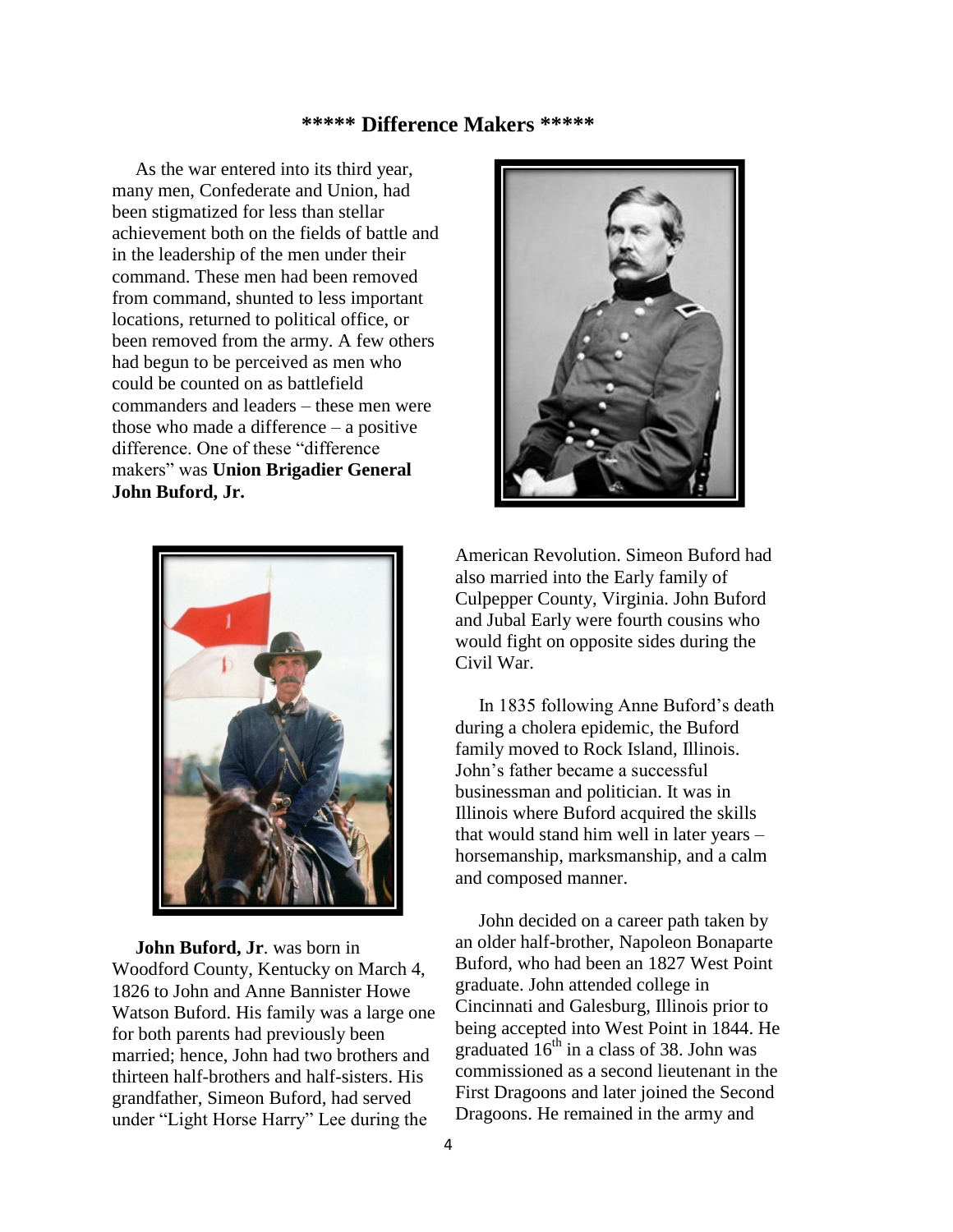## ***** Difference Makers *****

As the war entered into its third year, many men, Confederate and Union, had been stigmatized for less than stellar achievement both on the fields of battle and in the leadership of the men under their command. These men had been removed from command, shunted to less important locations, returned to political office, or been removed from the army. A few others had begun to be perceived as men who could be counted on as battlefield commanders and leaders – these men were those who made a difference – a positive difference. One of these "difference makers" was **Union Brigadier General John Buford, Jr.**

**John Buford, Jr**. was born in Woodford County, Kentucky on March 4, 1826 to John and Anne Bannister Howe Watson Buford. His family was a large one for both parents had previously been married; hence, John had two brothers and thirteen half-brothers and half-sisters. His grandfather, Simeon Buford, had served under "Light Horse Harry" Lee during the American Revolution. Simeon Buford had also married into the Early family of Culpepper County, Virginia. John Buford and Jubal Early were fourth cousins who would fight on opposite sides during the Civil War.

In 1835 following Anne Buford's death during a cholera epidemic, the Buford family moved to Rock Island, Illinois. John's father became a successful businessman and politician. It was in Illinois where Buford acquired the skills that would stand him well in later years – horsemanship, marksmanship, and a calm and composed manner.

John decided on a career path taken by an older half-brother, Napoleon Bonaparte Buford, who had been an 1827 West Point graduate. John attended college in Cincinnati and Galesburg, Illinois prior to being accepted into West Point in 1844. He graduated 16th in a class of 38. John was commissioned as a second lieutenant in the First Dragoons and later joined the Second Dragoons. He remained in the army and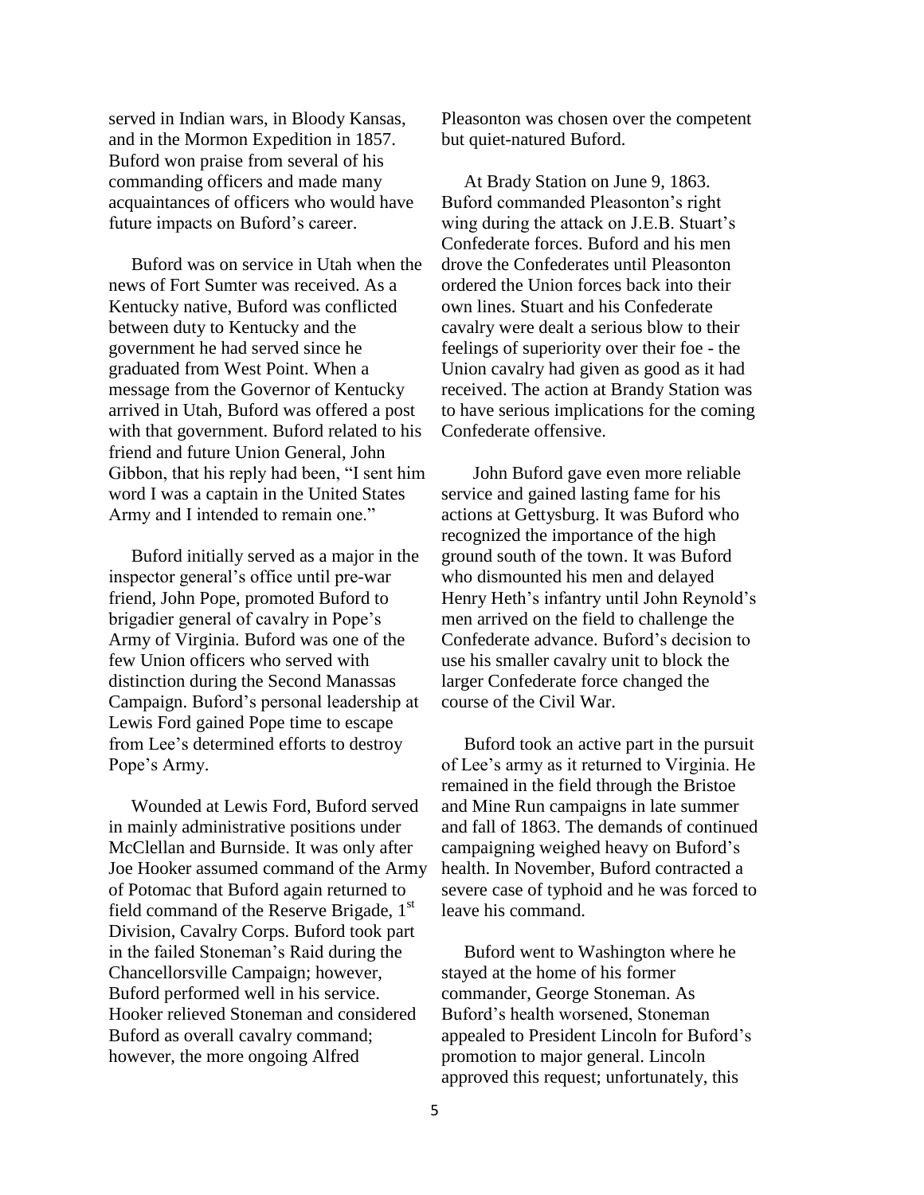served in Indian wars, in Bloody Kansas, and in the Mormon Expedition in 1857. Buford won praise from several of his commanding officers and made many acquaintances of officers who would have future impacts on Buford's career.

Buford was on service in Utah when the news of Fort Sumter was received. As a Kentucky native, Buford was conflicted between duty to Kentucky and the government he had served since he graduated from West Point. When a message from the Governor of Kentucky arrived in Utah, Buford was offered a post with that government. Buford related to his friend and future Union General, John Gibbon, that his reply had been, "I sent him word I was a captain in the United States Army and I intended to remain one."

Buford initially served as a major in the inspector general's office until pre-war friend, John Pope, promoted Buford to brigadier general of cavalry in Pope's Army of Virginia. Buford was one of the few Union officers who served with distinction during the Second Manassas Campaign. Buford's personal leadership at Lewis Ford gained Pope time to escape from Lee's determined efforts to destroy Pope's Army.

Wounded at Lewis Ford, Buford served in mainly administrative positions under McClellan and Burnside. It was only after Joe Hooker assumed command of the Army of Potomac that Buford again returned to field command of the Reserve Brigade, 1st Division, Cavalry Corps. Buford took part in the failed Stoneman's Raid during the Chancellorsville Campaign; however, Buford performed well in his service. Hooker relieved Stoneman and considered Buford as overall cavalry command; however, the more ongoing Alfred Pleasonton was chosen over the competent but quiet-natured Buford.

At Brady Station on June 9, 1863. Buford commanded Pleasonton's right wing during the attack on J.E.B. Stuart's Confederate forces. Buford and his men drove the Confederates until Pleasonton ordered the Union forces back into their own lines. Stuart and his Confederate cavalry were dealt a serious blow to their feelings of superiority over their foe - the Union cavalry had given as good as it had received. The action at Brandy Station was to have serious implications for the coming Confederate offensive.

John Buford gave even more reliable service and gained lasting fame for his actions at Gettysburg. It was Buford who recognized the importance of the high ground south of the town. It was Buford who dismounted his men and delayed Henry Heth's infantry until John Reynold's men arrived on the field to challenge the Confederate advance. Buford's decision to use his smaller cavalry unit to block the larger Confederate force changed the course of the Civil War.

Buford took an active part in the pursuit of Lee's army as it returned to Virginia. He remained in the field through the Bristoe and Mine Run campaigns in late summer and fall of 1863. The demands of continued campaigning weighed heavy on Buford's health. In November, Buford contracted a severe case of typhoid and he was forced to leave his command.

Buford went to Washington where he stayed at the home of his former commander, George Stoneman. As Buford's health worsened, Stoneman appealed to President Lincoln for Buford's promotion to major general. Lincoln approved this request; unfortunately, this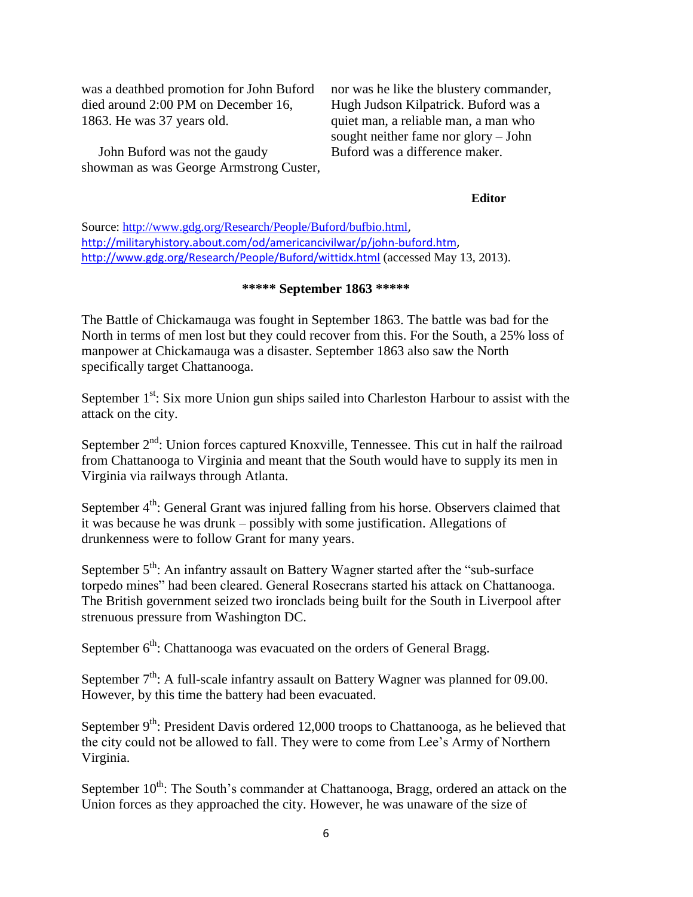was a deathbed promotion for John Buford died around 2:00 PM on December 16, 1863. He was 37 years old.

John Buford was not the gaudy showman as was George Armstrong Custer, nor was he like the blustery commander, Hugh Judson Kilpatrick. Buford was a quiet man, a reliable man, a man who sought neither fame nor glory – John Buford was a difference maker.

**Editor**

Source: http://www.gdg.org/Research/People/Buford/bufbio.html, http://militaryhistory.about.com/od/americancivilwar/p/john-buford.htm, http://www.gdg.org/Research/People/Buford/wittidx.html (accessed May 13, 2013).

**\*\*\*\*\* September 1863 \*\*\*\*\***

The Battle of Chickamauga was fought in September 1863. The battle was bad for the North in terms of men lost but they could recover from this. For the South, a 25% loss of manpower at Chickamauga was a disaster. September 1863 also saw the North specifically target Chattanooga.

September 1st: Six more Union gun ships sailed into Charleston Harbour to assist with the attack on the city.

September 2nd: Union forces captured Knoxville, Tennessee. This cut in half the railroad from Chattanooga to Virginia and meant that the South would have to supply its men in Virginia via railways through Atlanta.

September 4th: General Grant was injured falling from his horse. Observers claimed that it was because he was drunk – possibly with some justification. Allegations of drunkenness were to follow Grant for many years.

September 5th: An infantry assault on Battery Wagner started after the "sub-surface torpedo mines" had been cleared. General Rosecrans started his attack on Chattanooga. The British government seized two ironclads being built for the South in Liverpool after strenuous pressure from Washington DC.

September 6th: Chattanooga was evacuated on the orders of General Bragg.

September 7th: A full-scale infantry assault on Battery Wagner was planned for 09.00. However, by this time the battery had been evacuated.

September 9th: President Davis ordered 12,000 troops to Chattanooga, as he believed that the city could not be allowed to fall. They were to come from Lee's Army of Northern Virginia.

September 10th: The South's commander at Chattanooga, Bragg, ordered an attack on the Union forces as they approached the city. However, he was unaware of the size of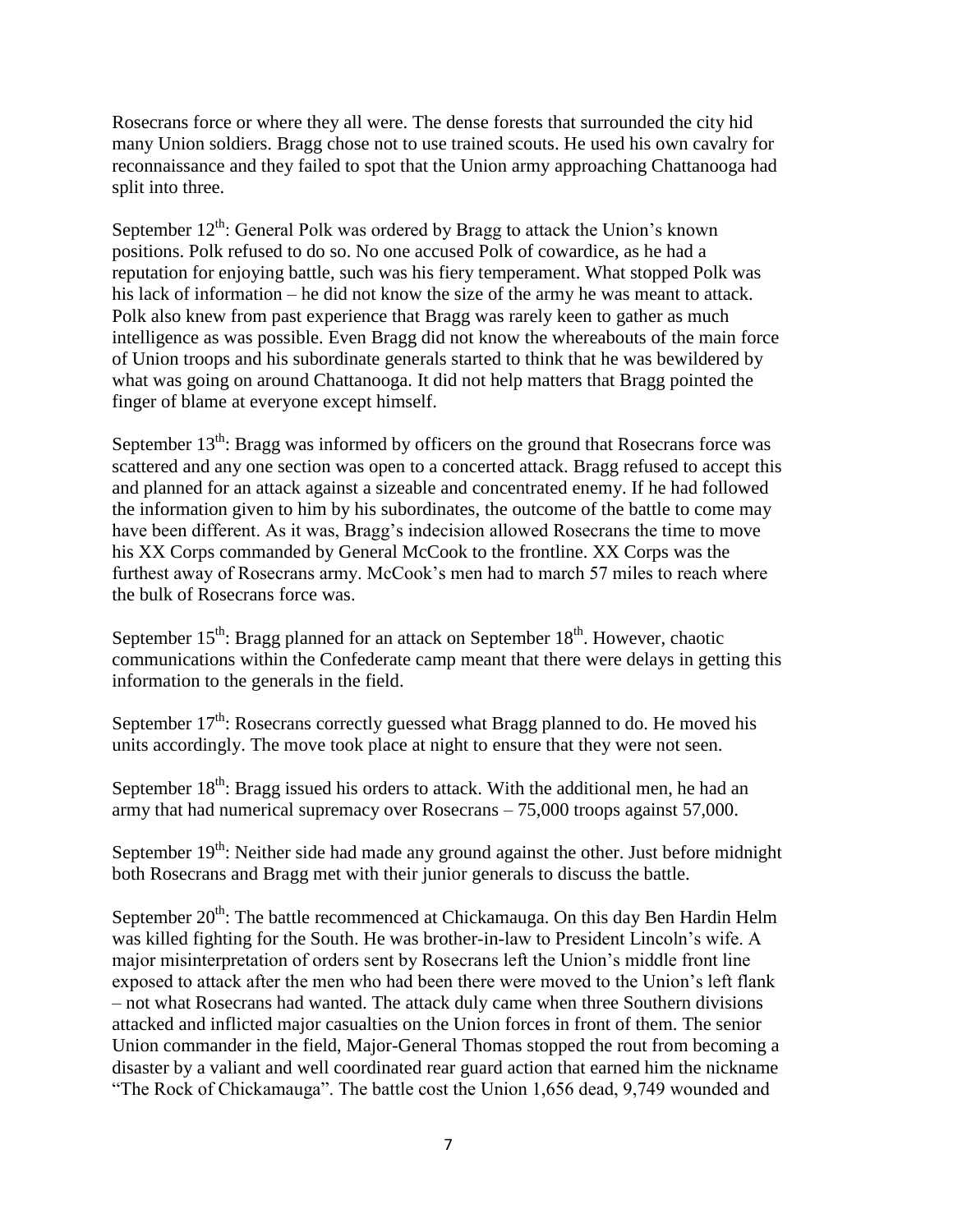Rosecrans force or where they all were. The dense forests that surrounded the city hid many Union soldiers. Bragg chose not to use trained scouts. He used his own cavalry for reconnaissance and they failed to spot that the Union army approaching Chattanooga had split into three.

September 12th: General Polk was ordered by Bragg to attack the Union's known positions. Polk refused to do so. No one accused Polk of cowardice, as he had a reputation for enjoying battle, such was his fiery temperament. What stopped Polk was his lack of information – he did not know the size of the army he was meant to attack. Polk also knew from past experience that Bragg was rarely keen to gather as much intelligence as was possible. Even Bragg did not know the whereabouts of the main force of Union troops and his subordinate generals started to think that he was bewildered by what was going on around Chattanooga. It did not help matters that Bragg pointed the finger of blame at everyone except himself.

September 13th: Bragg was informed by officers on the ground that Rosecrans force was scattered and any one section was open to a concerted attack. Bragg refused to accept this and planned for an attack against a sizeable and concentrated enemy. If he had followed the information given to him by his subordinates, the outcome of the battle to come may have been different. As it was, Bragg's indecision allowed Rosecrans the time to move his XX Corps commanded by General McCook to the frontline. XX Corps was the furthest away of Rosecrans army. McCook's men had to march 57 miles to reach where the bulk of Rosecrans force was.

September 15th: Bragg planned for an attack on September 18th. However, chaotic communications within the Confederate camp meant that there were delays in getting this information to the generals in the field.

September 17th: Rosecrans correctly guessed what Bragg planned to do. He moved his units accordingly. The move took place at night to ensure that they were not seen.

September 18th: Bragg issued his orders to attack. With the additional men, he had an army that had numerical supremacy over Rosecrans – 75,000 troops against 57,000.

September 19th: Neither side had made any ground against the other. Just before midnight both Rosecrans and Bragg met with their junior generals to discuss the battle.

September 20th: The battle recommenced at Chickamauga. On this day Ben Hardin Helm was killed fighting for the South. He was brother-in-law to President Lincoln's wife. A major misinterpretation of orders sent by Rosecrans left the Union's middle front line exposed to attack after the men who had been there were moved to the Union's left flank – not what Rosecrans had wanted. The attack duly came when three Southern divisions attacked and inflicted major casualties on the Union forces in front of them. The senior Union commander in the field, Major-General Thomas stopped the rout from becoming a disaster by a valiant and well coordinated rear guard action that earned him the nickname "The Rock of Chickamauga". The battle cost the Union 1,656 dead, 9,749 wounded and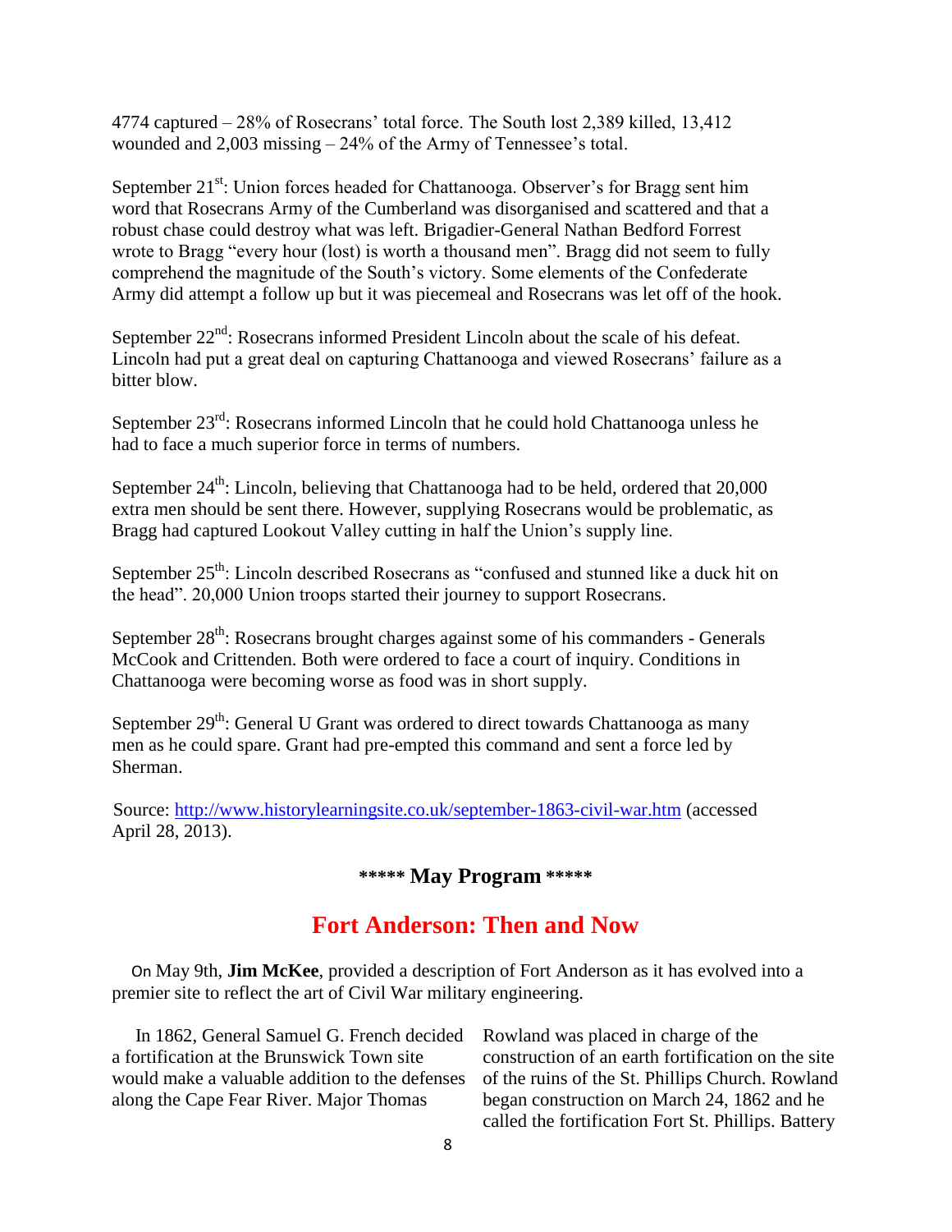4774 captured – 28% of Rosecrans' total force. The South lost 2,389 killed, 13,412 wounded and 2,003 missing – 24% of the Army of Tennessee's total.

September 21st: Union forces headed for Chattanooga. Observer's for Bragg sent him word that Rosecrans Army of the Cumberland was disorganised and scattered and that a robust chase could destroy what was left. Brigadier-General Nathan Bedford Forrest wrote to Bragg "every hour (lost) is worth a thousand men". Bragg did not seem to fully comprehend the magnitude of the South's victory. Some elements of the Confederate Army did attempt a follow up but it was piecemeal and Rosecrans was let off of the hook.

September 22nd: Rosecrans informed President Lincoln about the scale of his defeat. Lincoln had put a great deal on capturing Chattanooga and viewed Rosecrans' failure as a bitter blow.

September 23rd: Rosecrans informed Lincoln that he could hold Chattanooga unless he had to face a much superior force in terms of numbers.

September 24th: Lincoln, believing that Chattanooga had to be held, ordered that 20,000 extra men should be sent there. However, supplying Rosecrans would be problematic, as Bragg had captured Lookout Valley cutting in half the Union's supply line.

September 25th: Lincoln described Rosecrans as "confused and stunned like a duck hit on the head". 20,000 Union troops started their journey to support Rosecrans.

September 28th: Rosecrans brought charges against some of his commanders - Generals McCook and Crittenden. Both were ordered to face a court of inquiry. Conditions in Chattanooga were becoming worse as food was in short supply.

September 29th: General U Grant was ordered to direct towards Chattanooga as many men as he could spare. Grant had pre-empted this command and sent a force led by Sherman.

Source: [http://www.historylearningsite.co.uk/september-1863-civil-war.htm](http://www.historylearningsite.co.uk/september-1863-civil-war.htm) (accessed April 28, 2013).

## ***** May Program *****

# Fort Anderson: Then and Now

On May 9th, **Jim McKee**, provided a description of Fort Anderson as it has evolved into a premier site to reflect the art of Civil War military engineering.

In 1862, General Samuel G. French decided a fortification at the Brunswick Town site would make a valuable addition to the defenses along the Cape Fear River. Major Thomas Rowland was placed in charge of the construction of an earth fortification on the site of the ruins of the St. Phillips Church. Rowland began construction on March 24, 1862 and he called the fortification Fort St. Phillips. Battery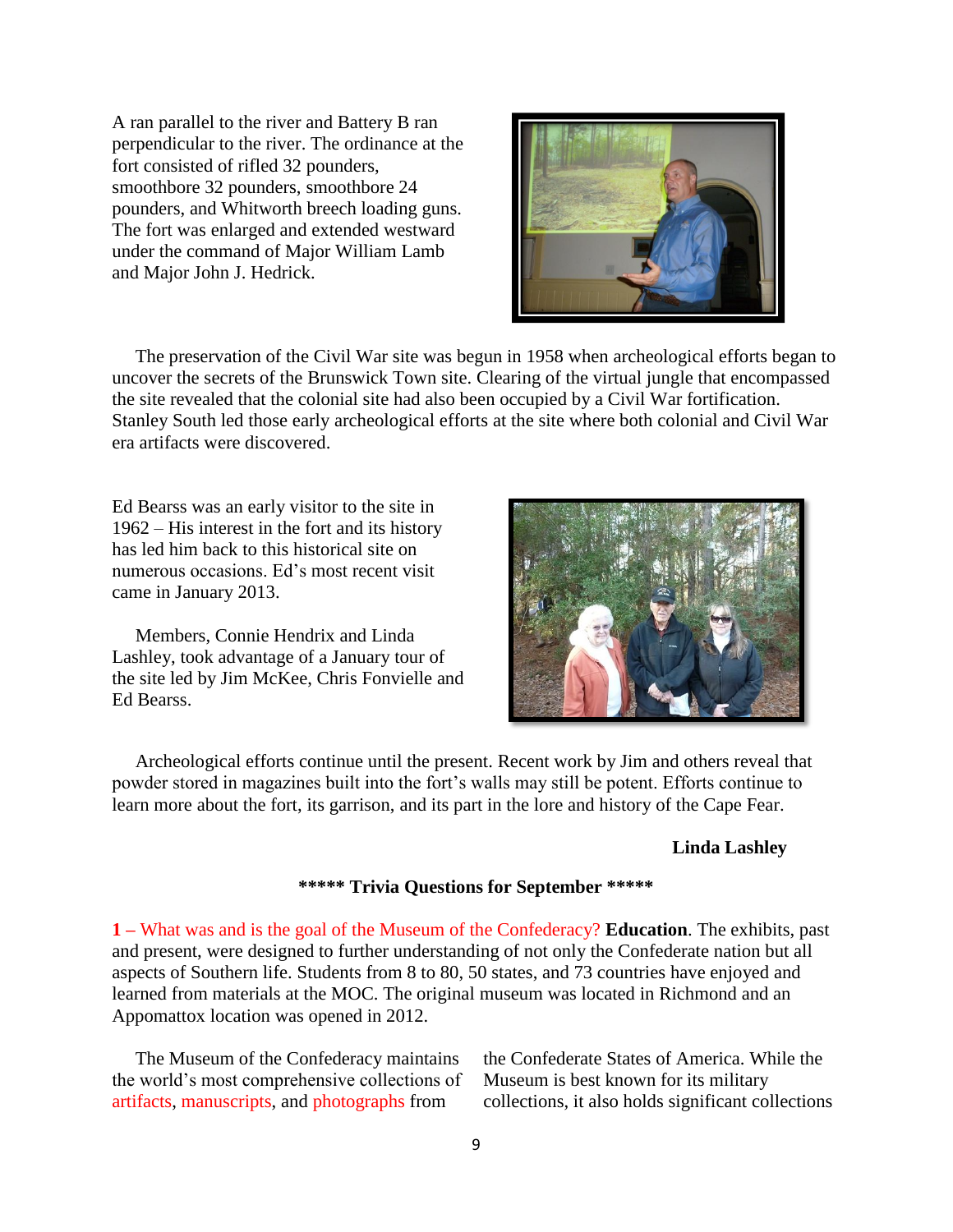A ran parallel to the river and Battery B ran perpendicular to the river. The ordinance at the fort consisted of rifled 32 pounders, smoothbore 32 pounders, smoothbore 24 pounders, and Whitworth breech loading guns. The fort was enlarged and extended westward under the command of Major William Lamb and Major John J. Hedrick.

The preservation of the Civil War site was begun in 1958 when archeological efforts began to uncover the secrets of the Brunswick Town site. Clearing of the virtual jungle that encompassed the site revealed that the colonial site had also been occupied by a Civil War fortification. Stanley South led those early archeological efforts at the site where both colonial and Civil War era artifacts were discovered.

Ed Bearss was an early visitor to the site in 1962 – His interest in the fort and its history has led him back to this historical site on numerous occasions. Ed's most recent visit came in January 2013.

Members, Connie Hendrix and Linda Lashley, took advantage of a January tour of the site led by Jim McKee, Chris Fonvielle and Ed Bearss.

Archeological efforts continue until the present. Recent work by Jim and others reveal that powder stored in magazines built into the fort's walls may still be potent. Efforts continue to learn more about the fort, its garrison, and its part in the lore and history of the Cape Fear.

**Linda Lashley**

**\*\*\*\*\* Trivia Questions for September \*\*\*\*\***

1 – What was and is the goal of the Museum of the Confederacy? **Education**. The exhibits, past and present, were designed to further understanding of not only the Confederate nation but all aspects of Southern life. Students from 8 to 80, 50 states, and 73 countries have enjoyed and learned from materials at the MOC. The original museum was located in Richmond and an Appomattox location was opened in 2012.

The Museum of the Confederacy maintains the world's most comprehensive collections of artifacts, manuscripts, and photographs from the Confederate States of America. While the Museum is best known for its military collections, it also holds significant collections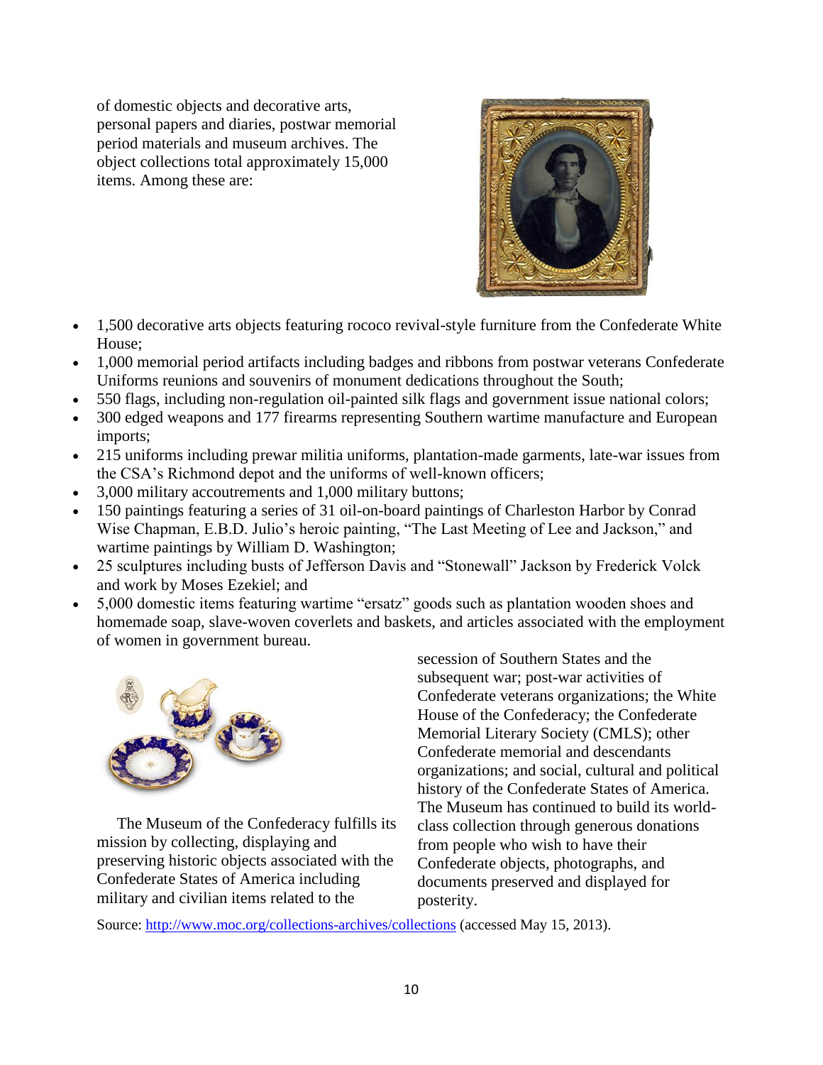of domestic objects and decorative arts, personal papers and diaries, postwar memorial period materials and museum archives. The object collections total approximately 15,000 items. Among these are:

- 1,500 decorative arts objects featuring rococo revival-style furniture from the Confederate White House;
- 1,000 memorial period artifacts including badges and ribbons from postwar veterans Confederate Uniforms reunions and souvenirs of monument dedications throughout the South;
- 550 flags, including non-regulation oil-painted silk flags and government issue national colors;
- 300 edged weapons and 177 firearms representing Southern wartime manufacture and European imports;
- 215 uniforms including prewar militia uniforms, plantation-made garments, late-war issues from the CSA's Richmond depot and the uniforms of well-known officers;
- 3,000 military accoutrements and 1,000 military buttons;
- 150 paintings featuring a series of 31 oil-on-board paintings of Charleston Harbor by Conrad Wise Chapman, E.B.D. Julio's heroic painting, "The Last Meeting of Lee and Jackson," and wartime paintings by William D. Washington;
- 25 sculptures including busts of Jefferson Davis and "Stonewall" Jackson by Frederick Volck and work by Moses Ezekiel; and
- 5,000 domestic items featuring wartime "ersatz" goods such as plantation wooden shoes and homemade soap, slave-woven coverlets and baskets, and articles associated with the employment of women in government bureau.

The Museum of the Confederacy fulfills its mission by collecting, displaying and preserving historic objects associated with the Confederate States of America including military and civilian items related to the secession of Southern States and the subsequent war; post-war activities of Confederate veterans organizations; the White House of the Confederacy; the Confederate Memorial Literary Society (CMLS); other Confederate memorial and descendants organizations; and social, cultural and political history of the Confederate States of America. The Museum has continued to build its world-class collection through generous donations from people who wish to have their Confederate objects, photographs, and documents preserved and displayed for posterity.

Source: [http://www.moc.org/collections-archives/collections](http://www.moc.org/collections-archives/collections) (accessed May 15, 2013).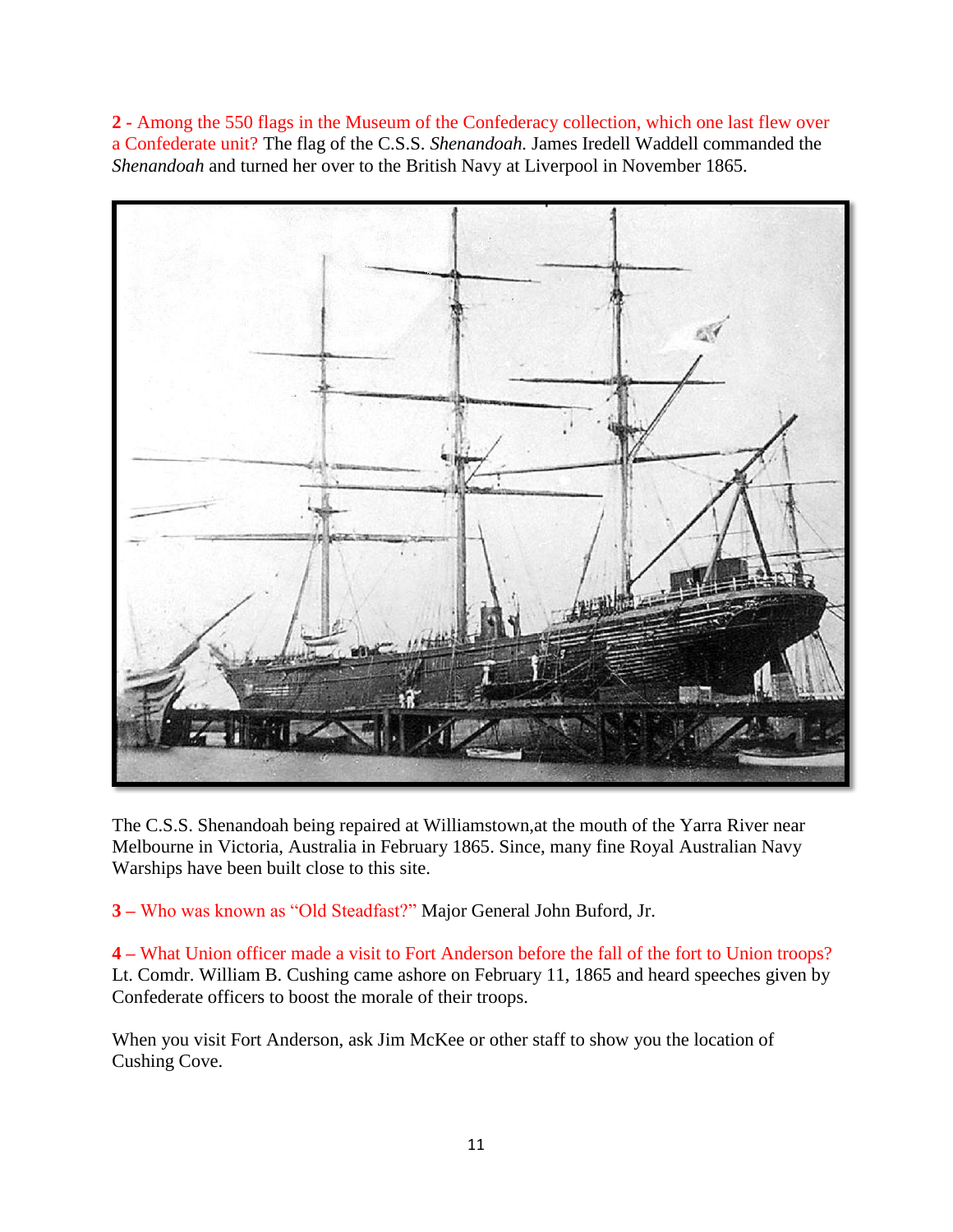**2 -** Among the 550 flags in the Museum of the Confederacy collection, which one last flew over a Confederate unit? The flag of the C.S.S. *Shenandoah.* James Iredell Waddell commanded the *Shenandoah* and turned her over to the British Navy at Liverpool in November 1865.

The C.S.S. Shenandoah being repaired at Williamstown,at the mouth of the Yarra River near Melbourne in Victoria, Australia in February 1865. Since, many fine Royal Australian Navy Warships have been built close to this site.

**3 –** Who was known as "Old Steadfast?" Major General John Buford, Jr.

**4 –** What Union officer made a visit to Fort Anderson before the fall of the fort to Union troops? Lt. Comdr. William B. Cushing came ashore on February 11, 1865 and heard speeches given by Confederate officers to boost the morale of their troops.

When you visit Fort Anderson, ask Jim McKee or other staff to show you the location of Cushing Cove.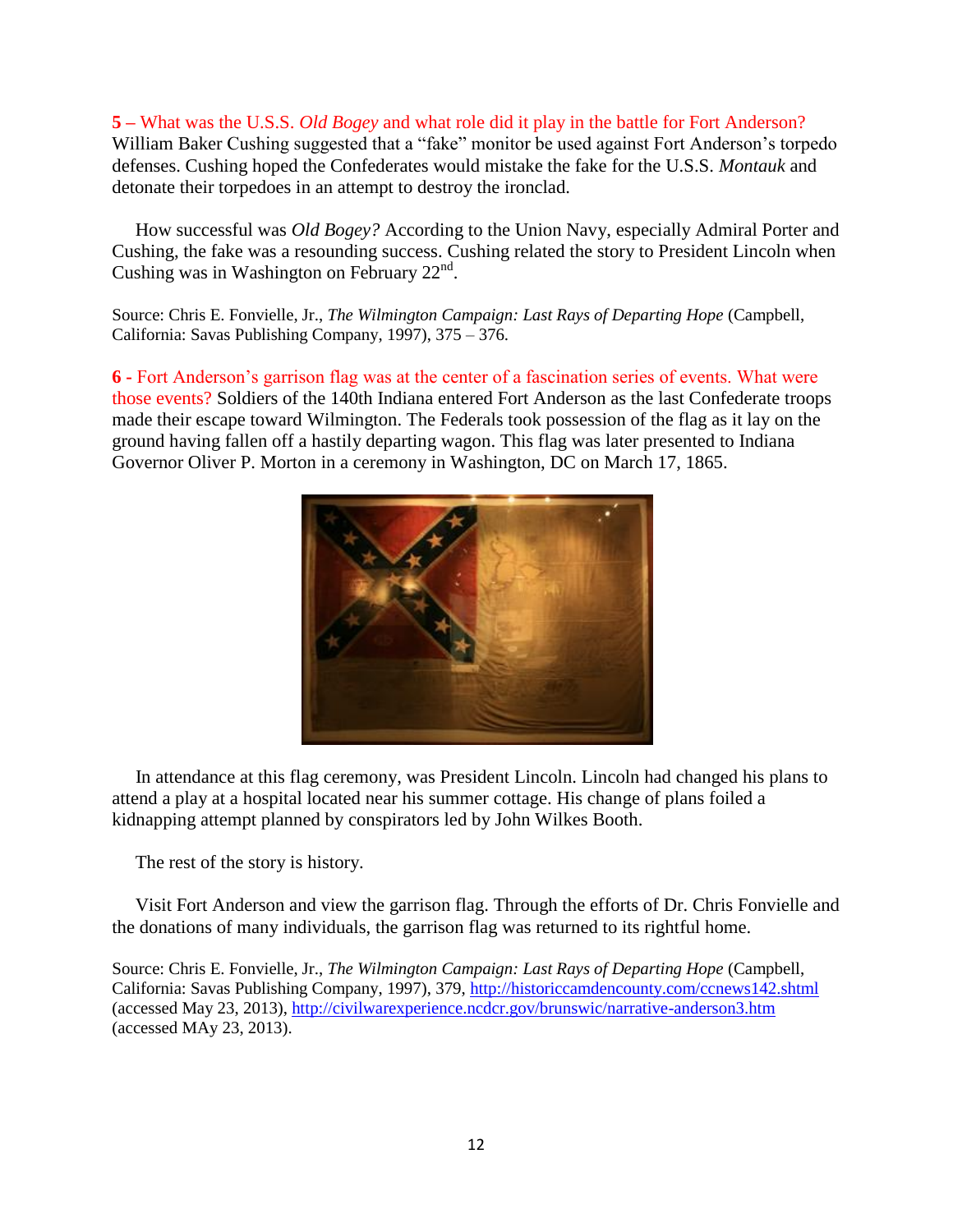**5 – What was the U.S.S. *Old Bogey* and what role did it play in the battle for Fort Anderson?** William Baker Cushing suggested that a "fake" monitor be used against Fort Anderson's torpedo defenses. Cushing hoped the Confederates would mistake the fake for the U.S.S. *Montauk* and detonate their torpedoes in an attempt to destroy the ironclad.

How successful was *Old Bogey?* According to the Union Navy, especially Admiral Porter and Cushing, the fake was a resounding success. Cushing related the story to President Lincoln when Cushing was in Washington on February 22nd.

Source: Chris E. Fonvielle, Jr., *The Wilmington Campaign: Last Rays of Departing Hope* (Campbell, California: Savas Publishing Company, 1997), 375 – 376.

**6 - Fort Anderson's garrison flag was at the center of a fascination series of events. What were those events?** Soldiers of the 140th Indiana entered Fort Anderson as the last Confederate troops made their escape toward Wilmington. The Federals took possession of the flag as it lay on the ground having fallen off a hastily departing wagon. This flag was later presented to Indiana Governor Oliver P. Morton in a ceremony in Washington, DC on March 17, 1865.

In attendance at this flag ceremony, was President Lincoln. Lincoln had changed his plans to attend a play at a hospital located near his summer cottage. His change of plans foiled a kidnapping attempt planned by conspirators led by John Wilkes Booth.

The rest of the story is history.

Visit Fort Anderson and view the garrison flag. Through the efforts of Dr. Chris Fonvielle and the donations of many individuals, the garrison flag was returned to its rightful home.

Source: Chris E. Fonvielle, Jr., *The Wilmington Campaign: Last Rays of Departing Hope* (Campbell, California: Savas Publishing Company, 1997), 379, http://historiccamdencounty.com/ccnews142.shtml (accessed May 23, 2013), http://civilwarexperience.ncdcr.gov/brunswic/narrative-anderson3.htm (accessed MAy 23, 2013).